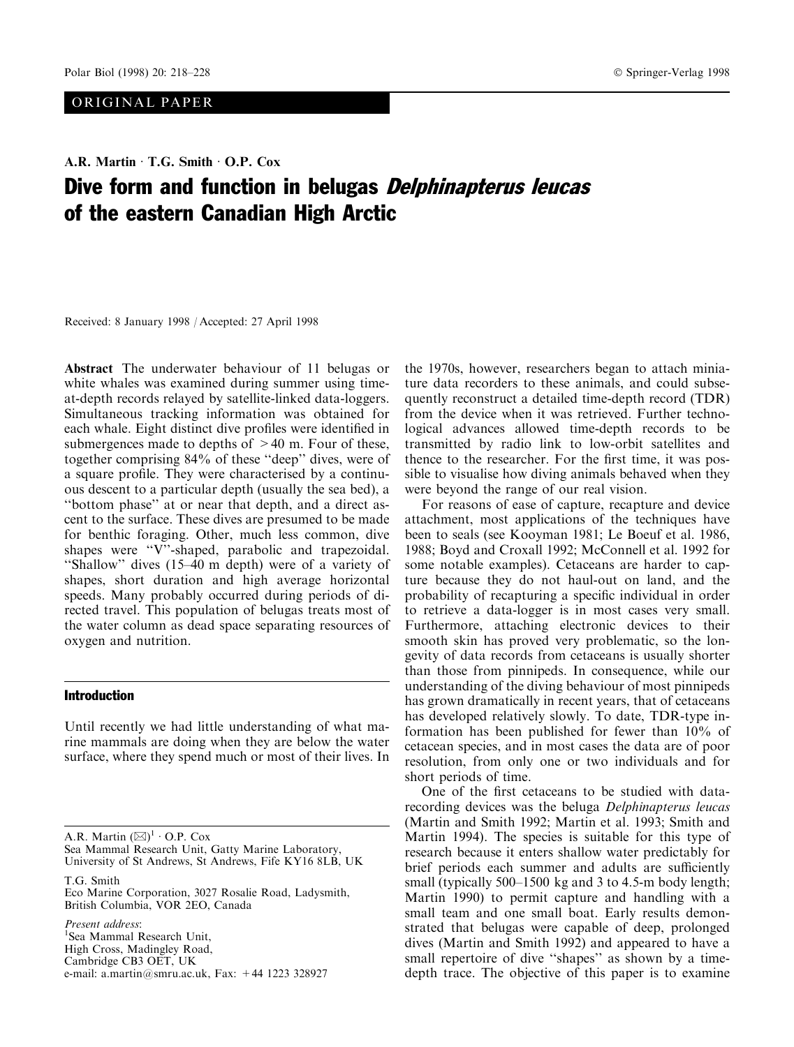ORIGINAL PAPER

A.R. Martin · T.G. Smith · O.P. Cox

# Dive form and function in belugas *Delphinapterus leucas* of the eastern Canadian High Arctic

Received: 8 January 1998 / Accepted: 27 April 1998

**Abstract** The underwater behaviour of 11 belugas or white whales was examined during summer using time-at-depth records relayed by satellite-linked data-loggers. Simultaneous tracking information was obtained for each whale. Eight distinct dive profiles were identified in submergences made to depths of >40 m. Four of these, together comprising 84% of these "deep" dives, were of a square profile. They were characterised by a continuous descent to a particular depth (usually the sea bed), a "bottom phase" at or near that depth, and a direct ascent to the surface. These dives are presumed to be made for benthic foraging. Other, much less common, dive shapes were "V"-shaped, parabolic and trapezoidal. "Shallow" dives (15–40 m depth) were of a variety of shapes, short duration and high average horizontal speeds. Many probably occurred during periods of directed travel. This population of belugas treats most of the water column as dead space separating resources of oxygen and nutrition.

## Introduction

Until recently we had little understanding of what marine mammals are doing when they are below the water surface, where they spend much or most of their lives. In the 1970s, however, researchers began to attach miniature data recorders to these animals, and could subsequently reconstruct a detailed time-depth record (TDR) from the device when it was retrieved. Further technological advances allowed time-depth records to be transmitted by radio link to low-orbit satellites and thence to the researcher. For the first time, it was possible to visualise how diving animals behaved when they were beyond the range of our real vision.

For reasons of ease of capture, recapture and device attachment, most applications of the techniques have been to seals (see Kooyman 1981; Le Boeuf et al. 1986, 1988; Boyd and Croxall 1992; McConnell et al. 1992 for some notable examples). Cetaceans are harder to capture because they do not haul-out on land, and the probability of recapturing a specific individual in order to retrieve a data-logger is in most cases very small. Furthermore, attaching electronic devices to their smooth skin has proved very problematic, so the longevity of data records from cetaceans is usually shorter than those from pinnipeds. In consequence, while our understanding of the diving behaviour of most pinnipeds has grown dramatically in recent years, that of cetaceans has developed relatively slowly. To date, TDR-type information has been published for fewer than 10% of cetacean species, and in most cases the data are of poor resolution, from only one or two individuals and for short periods of time.

One of the first cetaceans to be studied with data-recording devices was the beluga *Delphinapterus leucas* (Martin and Smith 1992; Martin et al. 1993; Smith and Martin 1994). The species is suitable for this type of research because it enters shallow water predictably for brief periods each summer and adults are sufficiently small (typically 500–1500 kg and 3 to 4.5-m body length; Martin 1990) to permit capture and handling with a small team and one small boat. Early results demonstrated that belugas were capable of deep, prolonged dives (Martin and Smith 1992) and appeared to have a small repertoire of dive "shapes" as shown by a time-depth trace. The objective of this paper is to examine

A.R. Martin (✉)[1] · O.P. Cox
Sea Mammal Research Unit, Gatty Marine Laboratory,
University of St Andrews, St Andrews, Fife KY16 8LB, UK

T.G. Smith
Eco Marine Corporation, 3027 Rosalie Road, Ladysmith,
British Columbia, VOR 2EO, Canada

*Present address*:
[1]Sea Mammal Research Unit,
High Cross, Madingley Road,
Cambridge CB3 OET, UK
e-mail: a.martin@smru.ac.uk, Fax: +44 1223 328927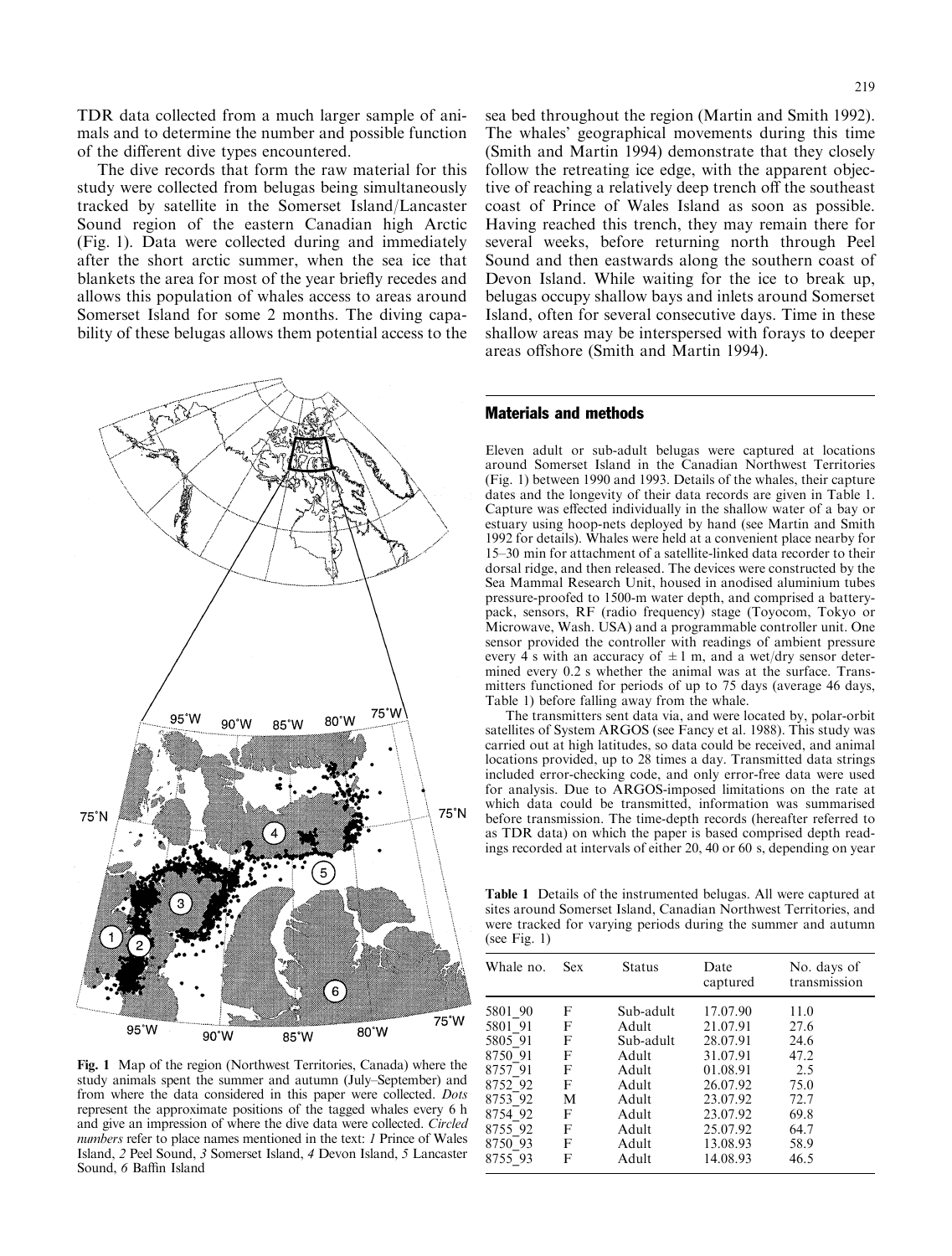TDR data collected from a much larger sample of animals and to determine the number and possible function of the different dive types encountered.

The dive records that form the raw material for this study were collected from belugas being simultaneously tracked by satellite in the Somerset Island/Lancaster Sound region of the eastern Canadian high Arctic (Fig. 1). Data were collected during and immediately after the short arctic summer, when the sea ice that blankets the area for most of the year briefly recedes and allows this population of whales access to areas around Somerset Island for some 2 months. The diving capability of these belugas allows them potential access to the sea bed throughout the region (Martin and Smith 1992). The whales' geographical movements during this time (Smith and Martin 1994) demonstrate that they closely follow the retreating ice edge, with the apparent objective of reaching a relatively deep trench off the southeast coast of Prince of Wales Island as soon as possible. Having reached this trench, they may remain there for several weeks, before returning north through Peel Sound and then eastwards along the southern coast of Devon Island. While waiting for the ice to break up, belugas occupy shallow bays and inlets around Somerset Island, often for several consecutive days. Time in these shallow areas may be interspersed with forays to deeper areas offshore (Smith and Martin 1994).

**Fig. 1** Map of the region (Northwest Territories, Canada) where the study animals spent the summer and autumn (July–September) and from where the data considered in this paper were collected. *Dots* represent the approximate positions of the tagged whales every 6 h and give an impression of where the dive data were collected. *Circled numbers* refer to place names mentioned in the text: *1* Prince of Wales Island, *2* Peel Sound, *3* Somerset Island, *4* Devon Island, *5* Lancaster Sound, *6* Baffin Island

## Materials and methods

Eleven adult or sub-adult belugas were captured at locations around Somerset Island in the Canadian Northwest Territories (Fig. 1) between 1990 and 1993. Details of the whales, their capture dates and the longevity of their data records are given in Table 1. Capture was effected individually in the shallow water of a bay or estuary using hoop-nets deployed by hand (see Martin and Smith 1992 for details). Whales were held at a convenient place nearby for 15–30 min for attachment of a satellite-linked data recorder to their dorsal ridge, and then released. The devices were constructed by the Sea Mammal Research Unit, housed in anodised aluminium tubes pressure-proofed to 1500-m water depth, and comprised a battery-pack, sensors, RF (radio frequency) stage (Toyocom, Tokyo or Microwave, Wash. USA) and a programmable controller unit. One sensor provided the controller with readings of ambient pressure every 4 s with an accuracy of ± 1 m, and a wet/dry sensor determined every 0.2 s whether the animal was at the surface. Transmitters functioned for periods of up to 75 days (average 46 days, Table 1) before falling away from the whale.

The transmitters sent data via, and were located by, polar-orbit satellites of System ARGOS (see Fancy et al. 1988). This study was carried out at high latitudes, so data could be received, and animal locations provided, up to 28 times a day. Transmitted data strings included error-checking code, and only error-free data were used for analysis. Due to ARGOS-imposed limitations on the rate at which data could be transmitted, information was summarised before transmission. The time-depth records (hereafter referred to as TDR data) on which the paper is based comprised depth readings recorded at intervals of either 20, 40 or 60 s, depending on year

**Table 1** Details of the instrumented belugas. All were captured at sites around Somerset Island, Canadian Northwest Territories, and were tracked for varying periods during the summer and autumn (see Fig. 1)

| Whale no. | Sex | Status | Date captured | No. days of transmission |
|---|---|---|---|---|
| 5801_90 | F | Sub-adult | 17.07.90 | 11.0 |
| 5801_91 | F | Adult | 21.07.91 | 27.6 |
| 5805_91 | F | Sub-adult | 28.07.91 | 24.6 |
| 8750_91 | F | Adult | 31.07.91 | 47.2 |
| 8757_91 | F | Adult | 01.08.91 | 2.5 |
| 8752_92 | F | Adult | 26.07.92 | 75.0 |
| 8753_92 | M | Adult | 23.07.92 | 72.7 |
| 8754_92 | F | Adult | 23.07.92 | 69.8 |
| 8755_92 | F | Adult | 25.07.92 | 64.7 |
| 8750_93 | F | Adult | 13.08.93 | 58.9 |
| 8755_93 | F | Adult | 14.08.93 | 46.5 |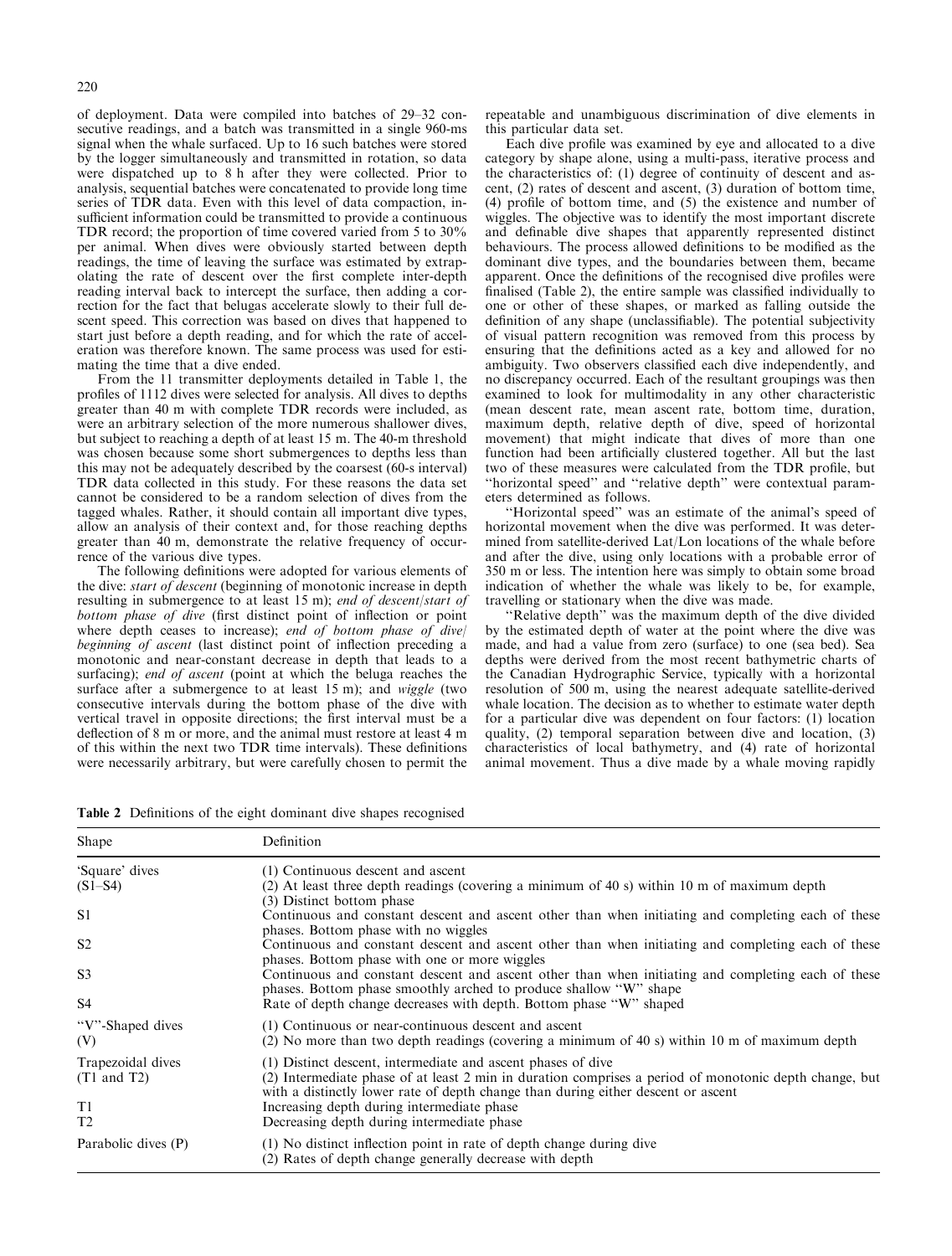of deployment. Data were compiled into batches of 29–32 consecutive readings, and a batch was transmitted in a single 960-ms signal when the whale surfaced. Up to 16 such batches were stored by the logger simultaneously and transmitted in rotation, so data were dispatched up to 8 h after they were collected. Prior to analysis, sequential batches were concatenated to provide long time series of TDR data. Even with this level of data compaction, insufficient information could be transmitted to provide a continuous TDR record; the proportion of time covered varied from 5 to 30% per animal. When dives were obviously started between depth readings, the time of leaving the surface was estimated by extrapolating the rate of descent over the first complete inter-depth reading interval back to intercept the surface, then adding a correction for the fact that belugas accelerate slowly to their full descent speed. This correction was based on dives that happened to start just before a depth reading, and for which the rate of acceleration was therefore known. The same process was used for estimating the time that a dive ended.

From the 11 transmitter deployments detailed in Table 1, the profiles of 1112 dives were selected for analysis. All dives to depths greater than 40 m with complete TDR records were included, as were an arbitrary selection of the more numerous shallower dives, but subject to reaching a depth of at least 15 m. The 40-m threshold was chosen because some short submergences to depths less than this may not be adequately described by the coarsest (60-s interval) TDR data collected in this study. For these reasons the data set cannot be considered to be a random selection of dives from the tagged whales. Rather, it should contain all important dive types, allow an analysis of their context and, for those reaching depths greater than 40 m, demonstrate the relative frequency of occurrence of the various dive types.

The following definitions were adopted for various elements of the dive: *start of descent* (beginning of monotonic increase in depth resulting in submergence to at least 15 m); *end of descent/start of bottom phase of dive* (first distinct point of inflection or point where depth ceases to increase); *end of bottom phase of dive/beginning of ascent* (last distinct point of inflection preceding a monotonic and near-constant decrease in depth that leads to a surfacing); *end of ascent* (point at which the beluga reaches the surface after a submergence to at least 15 m); and *wiggle* (two consecutive intervals during the bottom phase of the dive with vertical travel in opposite directions; the first interval must be a deflection of 8 m or more, and the animal must restore at least 4 m of this within the next two TDR time intervals). These definitions were necessarily arbitrary, but were carefully chosen to permit the repeatable and unambiguous discrimination of dive elements in this particular data set.

Each dive profile was examined by eye and allocated to a dive category by shape alone, using a multi-pass, iterative process and the characteristics of: (1) degree of continuity of descent and ascent, (2) rates of descent and ascent, (3) duration of bottom time, (4) profile of bottom time, and (5) the existence and number of wiggles. The objective was to identify the most important discrete and definable dive shapes that apparently represented distinct behaviours. The process allowed definitions to be modified as the dominant dive types, and the boundaries between them, became apparent. Once the definitions of the recognised dive profiles were finalised (Table 2), the entire sample was classified individually to one or other of these shapes, or marked as falling outside the definition of any shape (unclassifiable). The potential subjectivity of visual pattern recognition was removed from this process by ensuring that the definitions acted as a key and allowed for no ambiguity. Two observers classified each dive independently, and no discrepancy occurred. Each of the resultant groupings was then examined to look for multimodality in any other characteristic (mean descent rate, mean ascent rate, bottom time, duration, maximum depth, relative depth of dive, speed of horizontal movement) that might indicate that dives of more than one function had been artificially clustered together. All but the last two of these measures were calculated from the TDR profile, but "horizontal speed" and "relative depth" were contextual parameters determined as follows.

"Horizontal speed" was an estimate of the animal's speed of horizontal movement when the dive was performed. It was determined from satellite-derived Lat/Lon locations of the whale before and after the dive, using only locations with a probable error of 350 m or less. The intention here was simply to obtain some broad indication of whether the whale was likely to be, for example, travelling or stationary when the dive was made.

"Relative depth" was the maximum depth of the dive divided by the estimated depth of water at the point where the dive was made, and had a value from zero (surface) to one (sea bed). Sea depths were derived from the most recent bathymetric charts of the Canadian Hydrographic Service, typically with a horizontal resolution of 500 m, using the nearest adequate satellite-derived whale location. The decision as to whether to estimate water depth for a particular dive was dependent on four factors: (1) location quality, (2) temporal separation between dive and location, (3) characteristics of local bathymetry, and (4) rate of horizontal animal movement. Thus a dive made by a whale moving rapidly

**Table 2** Definitions of the eight dominant dive shapes recognised

| Shape | Definition |
|---|---|
| 'Square' dives (S1–S4) | (1) Continuous descent and ascent<br>(2) At least three depth readings (covering a minimum of 40 s) within 10 m of maximum depth<br>(3) Distinct bottom phase |
| S1 | Continuous and constant descent and ascent other than when initiating and completing each of these phases. Bottom phase with no wiggles |
| S2 | Continuous and constant descent and ascent other than when initiating and completing each of these phases. Bottom phase with one or more wiggles |
| S3 | Continuous and constant descent and ascent other than when initiating and completing each of these phases. Bottom phase smoothly arched to produce shallow "W" shape |
| S4 | Rate of depth change decreases with depth. Bottom phase "W" shaped |
| "V"-Shaped dives (V) | (1) Continuous or near-continuous descent and ascent<br>(2) No more than two depth readings (covering a minimum of 40 s) within 10 m of maximum depth |
| Trapezoidal dives (T1 and T2) | (1) Distinct descent, intermediate and ascent phases of dive<br>(2) Intermediate phase of at least 2 min in duration comprises a period of monotonic depth change, but with a distinctly lower rate of depth change than during either descent or ascent |
| T1 | Increasing depth during intermediate phase |
| T2 | Decreasing depth during intermediate phase |
| Parabolic dives (P) | (1) No distinct inflection point in rate of depth change during dive<br>(2) Rates of depth change generally decrease with depth |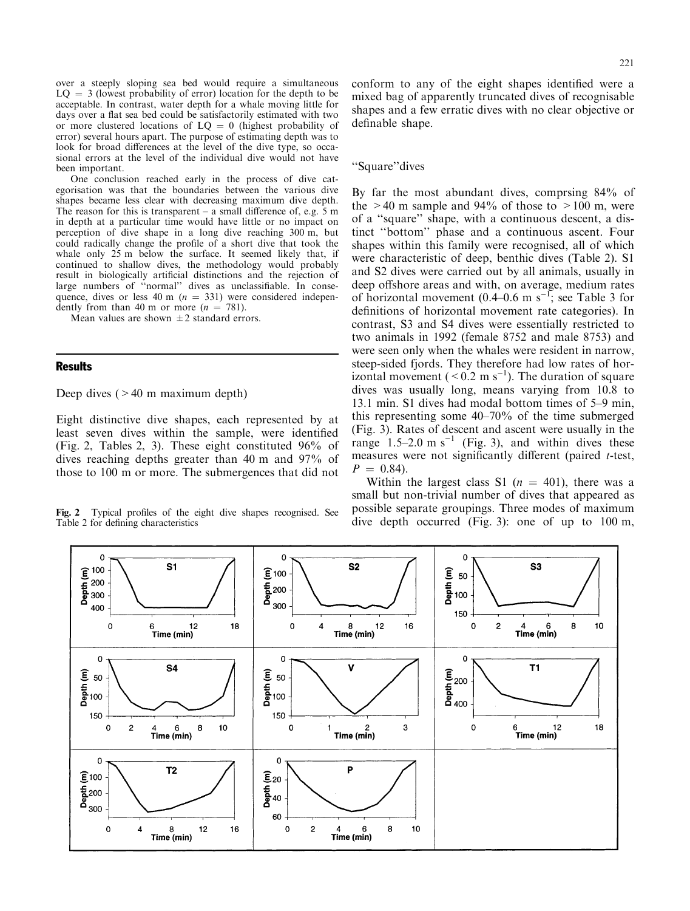over a steeply sloping sea bed would require a simultaneous LQ = 3 (lowest probability of error) location for the depth to be acceptable. In contrast, water depth for a whale moving little for days over a flat sea bed could be satisfactorily estimated with two or more clustered locations of LQ = 0 (highest probability of error) several hours apart. The purpose of estimating depth was to look for broad differences at the level of the dive type, so occasional errors at the level of the individual dive would not have been important.

One conclusion reached early in the process of dive categorisation was that the boundaries between the various dive shapes became less clear with decreasing maximum dive depth. The reason for this is transparent – a small difference of, e.g. 5 m in depth at a particular time would have little or no impact on perception of dive shape in a long dive reaching 300 m, but could radically change the profile of a short dive that took the whale only 25 m below the surface. It seemed likely that, if continued to shallow dives, the methodology would probably result in biologically artificial distinctions and the rejection of large numbers of "normal" dives as unclassifiable. In consequence, dives or less 40 m ($n$ = 331) were considered independently from than 40 m or more ($n$ = 781).

Mean values are shown ±2 standard errors.

## Results

### Deep dives (>40 m maximum depth)

Eight distinctive dive shapes, each represented by at least seven dives within the sample, were identified (Fig. 2, Tables 2, 3). These eight constituted 96% of dives reaching depths greater than 40 m and 97% of those to 100 m or more. The submergences that did not conform to any of the eight shapes identified were a mixed bag of apparently truncated dives of recognisable shapes and a few erratic dives with no clear objective or definable shape.

Fig. 2 Typical profiles of the eight dive shapes recognised. See Table 2 for defining characteristics

### "Square" dives

By far the most abundant dives, comprsing 84% of the >40 m sample and 94% of those to >100 m, were of a "square" shape, with a continuous descent, a distinct "bottom" phase and a continuous ascent. Four shapes within this family were recognised, all of which were characteristic of deep, benthic dives (Table 2). S1 and S2 dives were carried out by all animals, usually in deep offshore areas and with, on average, medium rates of horizontal movement (0.4–0.6 m s$^{-1}$; see Table 3 for definitions of horizontal movement rate categories). In contrast, S3 and S4 dives were essentially restricted to two animals in 1992 (female 8752 and male 8753) and were seen only when the whales were resident in narrow, steep-sided fjords. They therefore had low rates of horizontal movement (<0.2 m s$^{-1}$). The duration of square dives was usually long, means varying from 10.8 to 13.1 min. S1 dives had modal bottom times of 5–9 min, this representing some 40–70% of the time submerged (Fig. 3). Rates of descent and ascent were usually in the range 1.5–2.0 m s$^{-1}$ (Fig. 3), and within dives these measures were not significantly different (paired $t$-test, $P$ = 0.84).

Within the largest class S1 ($n$ = 401), there was a small but non-trivial number of dives that appeared as possible separate groupings. Three modes of maximum dive depth occurred (Fig. 3): one of up to 100 m,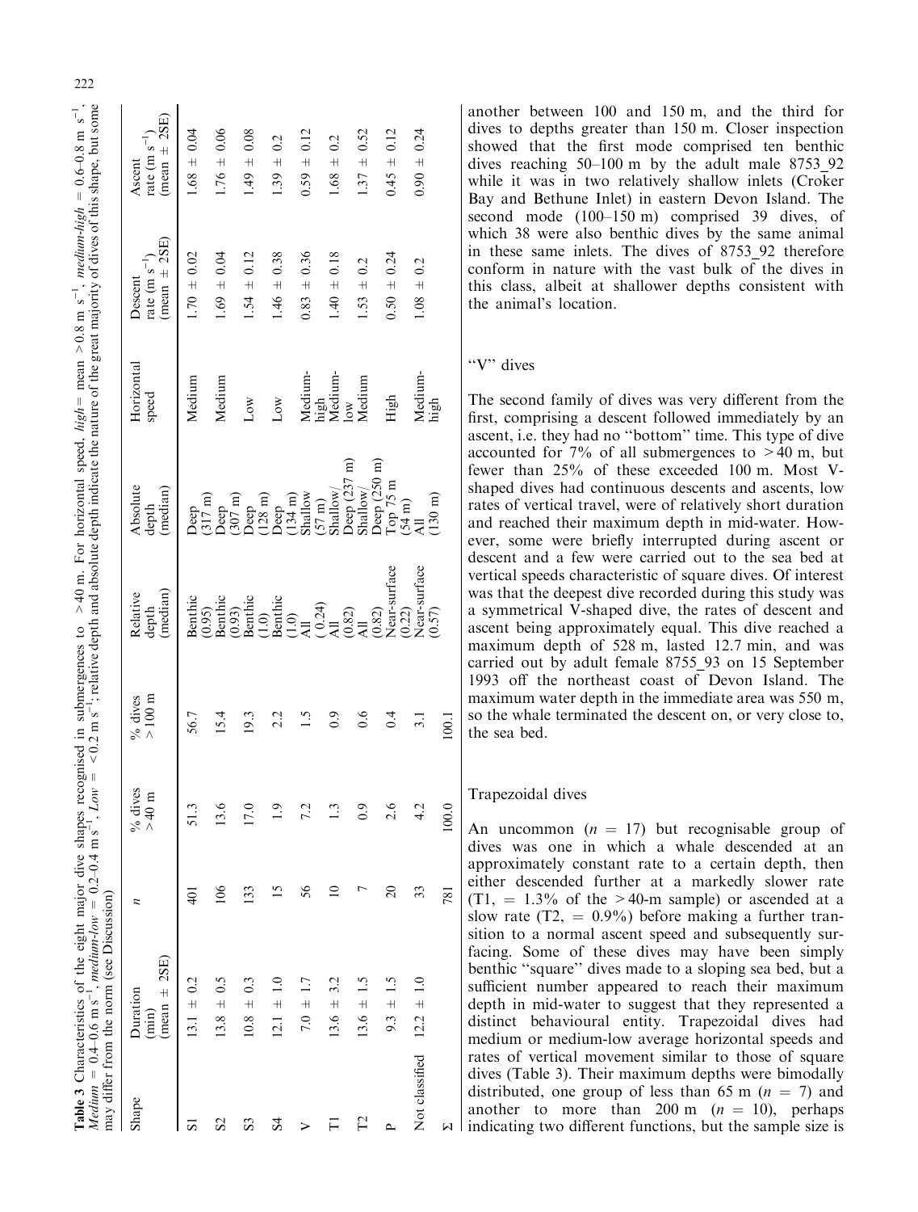**Table 3** Characteristics of the eight major dive shapes recognised in submergences to >40 m. For horizontal speed, *high* = mean >0.8 m $s^{-1}$, *medium-high* = 0.6–0.8 m $s^{-1}$, *Medium* = 0.4–0.6 m $s^{-1}$, *medium-low* = 0.2–0.4 m $s^{-1}$, *Low* = <0.2 m $s^{-1}$; relative depth and absolute depth indicate the nature of the great majority of dives of this shape, but some may differ from the norm (see Discussion)

| Shape | *n* | % dives >40 m | % dives >100 m | Duration (min) (mean ± 2SE) | Relative depth (median) | Absolute depth (median) | Horizontal speed | Descent rate (m $s^{-1}$) (mean ± 2SE) | Ascent rate (m $s^{-1}$) (mean ± 2SE) |
|---|---|---|---|---|---|---|---|---|---|
| S1 | 401 | 51.3 | 56.7 | 13.1 ± 0.2 | Benthic (0.95) | Deep (317 m) | Medium | 1.70 ± 0.02 | 1.68 ± 0.04 |
| S2 | 106 | 13.6 | 15.4 | 13.8 ± 0.5 | Benthic (0.93) | Deep (307 m) | Medium | 1.69 ± 0.04 | 1.76 ± 0.06 |
| S3 | 133 | 17.0 | 19.3 | 10.8 ± 0.3 | Benthic (1.0) | Deep (128 m) | Low | 1.54 ± 0.12 | 1.49 ± 0.08 |
| S4 | 15 | 1.9 | 2.2 | 12.1 ± 1.0 | Benthic (1.0) | Deep (134 m) | Low | 1.46 ± 0.38 | 1.39 ± 0.2 |
| V | 56 | 7.2 | 1.5 | 7.0 ± 1.7 | All (0.24) | Shallow (57 m) | Medium-high | 0.83 ± 0.36 | 0.59 ± 0.12 |
| T1 | 10 | 1.3 | 0.9 | 13.6 ± 3.2 | All (0.82) | Shallow/ Deep (237 m) | Medium-low | 1.40 ± 0.18 | 1.68 ± 0.2 |
| T2 | 7 | 0.9 | 0.6 | 13.6 ± 1.5 | All (0.82) | Shallow/ Deep (250 m) | Medium | 1.53 ± 0.2 | 1.37 ± 0.52 |
| P | 20 | 2.6 | 0.4 | 9.3 ± 1.5 | Near-surface (0.22) | Top 75 m (54 m) | High | 0.50 ± 0.24 | 0.45 ± 0.12 |
| Not classified | 33 | 4.2 | 3.1 | 12.2 ± 1.0 | Near-surface (0.57) | All (130 m) | Medium-high | 1.08 ± 0.2 | 0.90 ± 0.24 |
| Σ | 781 | 100.0 | 100.1 | | | | | | |

another between 100 and 150 m, and the third for dives to depths greater than 150 m. Closer inspection showed that the first mode comprised ten benthic dives reaching 50–100 m by the adult male 8753_92 while it was in two relatively shallow inlets (Croker Bay and Bethune Inlet) in eastern Devon Island. The second mode (100–150 m) comprised 39 dives, of which 38 were also benthic dives by the same animal in these same inlets. The dives of 8753_92 therefore conform in nature with the vast bulk of the dives in this class, albeit at shallower depths consistent with the animal's location.

### "V" dives

The second family of dives was very different from the first, comprising a descent followed immediately by an ascent, i.e. they had no "bottom" time. This type of dive accounted for 7% of all submergences to >40 m, but fewer than 25% of these exceeded 100 m. Most V-shaped dives had continuous descents and ascents, low rates of vertical travel, were of relatively short duration and reached their maximum depth in mid-water. However, some were briefly interrupted during ascent or descent and a few were carried out to the sea bed at vertical speeds characteristic of square dives. Of interest was that the deepest dive recorded during this study was a symmetrical V-shaped dive, the rates of descent and ascent being approximately equal. This dive reached a maximum depth of 528 m, lasted 12.7 min, and was carried out by adult female 8755_93 on 15 September 1993 off the northeast coast of Devon Island. The maximum water depth in the immediate area was 550 m, so the whale terminated the descent on, or very close to, the sea bed.

### Trapezoidal dives

An uncommon ($n$ = 17) but recognisable group of dives was one in which a whale descended at an approximately constant rate to a certain depth, then either descended further at a markedly slower rate (T1, = 1.3% of the >40-m sample) or ascended at a slow rate (T2, = 0.9%) before making a further transition to a normal ascent speed and subsequently surfacing. Some of these dives may have been simply benthic "square" dives made to a sloping sea bed, but a sufficient number appeared to reach their maximum depth in mid-water to suggest that they represented a distinct behavioural entity. Trapezoidal dives had medium or medium-low average horizontal speeds and rates of vertical movement similar to those of square dives (Table 3). Their maximum depths were bimodally distributed, one group of less than 65 m ($n$ = 7) and another to more than 200 m ($n$ = 10), perhaps indicating two different functions, but the sample size is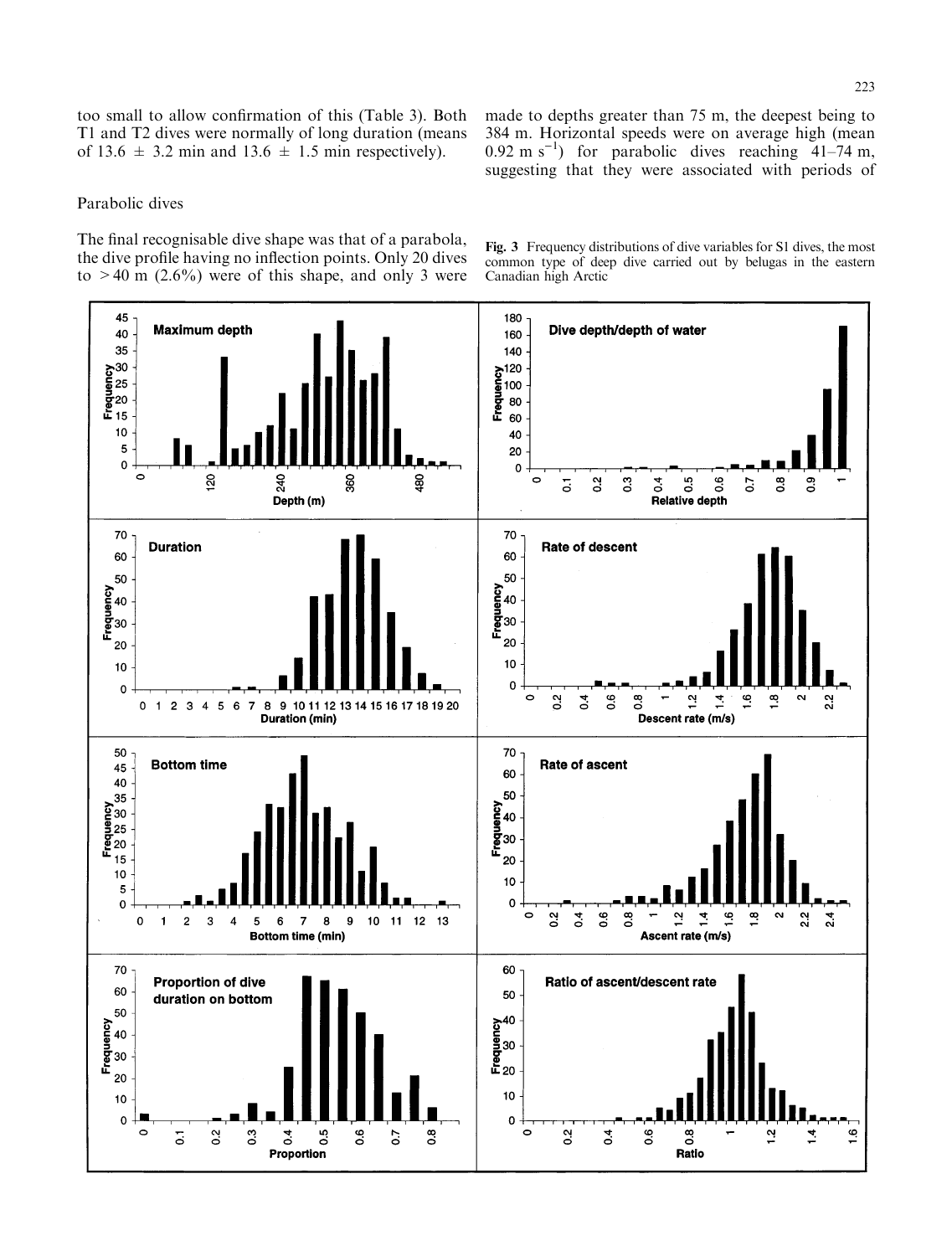too small to allow confirmation of this (Table 3). Both T1 and T2 dives were normally of long duration (means of 13.6 ± 3.2 min and 13.6 ± 1.5 min respectively).

## Parabolic dives

The final recognisable dive shape was that of a parabola, the dive profile having no inflection points. Only 20 dives to > 40 m (2.6%) were of this shape, and only 3 were made to depths greater than 75 m, the deepest being to 384 m. Horizontal speeds were on average high (mean 0.92 m $s^{-1}$) for parabolic dives reaching 41–74 m, suggesting that they were associated with periods of

**Fig. 3** Frequency distributions of dive variables for S1 dives, the most common type of deep dive carried out by belugas in the eastern Canadian high Arctic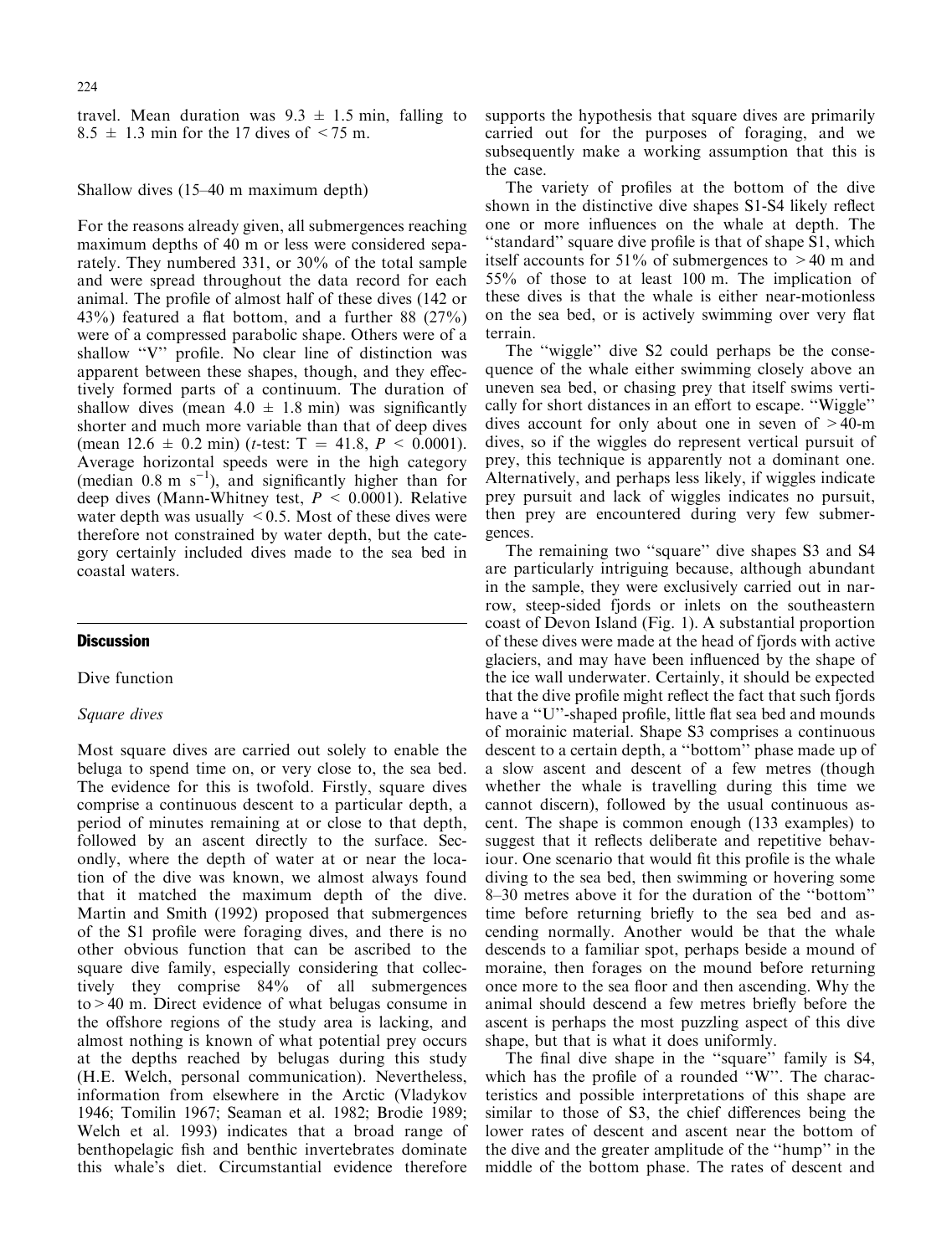travel. Mean duration was $9.3 \pm 1.5$ min, falling to $8.5 \pm 1.3$ min for the 17 dives of $< 75$ m.

### Shallow dives (15–40 m maximum depth)

For the reasons already given, all submergences reaching maximum depths of 40 m or less were considered separately. They numbered 331, or 30% of the total sample and were spread throughout the data record for each animal. The profile of almost half of these dives (142 or 43%) featured a flat bottom, and a further 88 (27%) were of a compressed parabolic shape. Others were of a shallow "V" profile. No clear line of distinction was apparent between these shapes, though, and they effectively formed parts of a continuum. The duration of shallow dives (mean $4.0 \pm 1.8$ min) was significantly shorter and much more variable than that of deep dives (mean $12.6 \pm 0.2$ min) (*t*-test: $T = 41.8$, $P < 0.0001$). Average horizontal speeds were in the high category (median $0.8$ m $s^{-1}$), and significantly higher than for deep dives (Mann-Whitney test, $P < 0.0001$). Relative water depth was usually $< 0.5$. Most of these dives were therefore not constrained by water depth, but the category certainly included dives made to the sea bed in coastal waters.

## Discussion

### Dive function

#### *Square dives*

Most square dives are carried out solely to enable the beluga to spend time on, or very close to, the sea bed. The evidence for this is twofold. Firstly, square dives comprise a continuous descent to a particular depth, a period of minutes remaining at or close to that depth, followed by an ascent directly to the surface. Secondly, where the depth of water at or near the location of the dive was known, we almost always found that it matched the maximum depth of the dive. Martin and Smith (1992) proposed that submergences of the S1 profile were foraging dives, and there is no other obvious function that can be ascribed to the square dive family, especially considering that collectively they comprise 84% of all submergences to > 40 m. Direct evidence of what belugas consume in the offshore regions of the study area is lacking, and almost nothing is known of what potential prey occurs at the depths reached by belugas during this study (H.E. Welch, personal communication). Nevertheless, information from elsewhere in the Arctic (Vladykov 1946; Tomilin 1967; Seaman et al. 1982; Brodie 1989; Welch et al. 1993) indicates that a broad range of benthopelagic fish and benthic invertebrates dominate this whale's diet. Circumstantial evidence therefore supports the hypothesis that square dives are primarily carried out for the purposes of foraging, and we subsequently make a working assumption that this is the case.

The variety of profiles at the bottom of the dive shown in the distinctive dive shapes S1-S4 likely reflect one or more influences on the whale at depth. The "standard" square dive profile is that of shape S1, which itself accounts for 51% of submergences to > 40 m and 55% of those to at least 100 m. The implication of these dives is that the whale is either near-motionless on the sea bed, or is actively swimming over very flat terrain.

The "wiggle" dive S2 could perhaps be the consequence of the whale either swimming closely above an uneven sea bed, or chasing prey that itself swims vertically for short distances in an effort to escape. "Wiggle" dives account for only about one in seven of > 40-m dives, so if the wiggles do represent vertical pursuit of prey, this technique is apparently not a dominant one. Alternatively, and perhaps less likely, if wiggles indicate prey pursuit and lack of wiggles indicates no pursuit, then prey are encountered during very few submergences.

The remaining two "square" dive shapes S3 and S4 are particularly intriguing because, although abundant in the sample, they were exclusively carried out in narrow, steep-sided fjords or inlets on the southeastern coast of Devon Island (Fig. 1). A substantial proportion of these dives were made at the head of fjords with active glaciers, and may have been influenced by the shape of the ice wall underwater. Certainly, it should be expected that the dive profile might reflect the fact that such fjords have a "U"-shaped profile, little flat sea bed and mounds of morainic material. Shape S3 comprises a continuous descent to a certain depth, a "bottom" phase made up of a slow ascent and descent of a few metres (though whether the whale is travelling during this time we cannot discern), followed by the usual continuous ascent. The shape is common enough (133 examples) to suggest that it reflects deliberate and repetitive behaviour. One scenario that would fit this profile is the whale diving to the sea bed, then swimming or hovering some 8–30 metres above it for the duration of the "bottom" time before returning briefly to the sea bed and ascending normally. Another would be that the whale descends to a familiar spot, perhaps beside a mound of moraine, then forages on the mound before returning once more to the sea floor and then ascending. Why the animal should descend a few metres briefly before the ascent is perhaps the most puzzling aspect of this dive shape, but that is what it does uniformly.

The final dive shape in the "square" family is S4, which has the profile of a rounded "W". The characteristics and possible interpretations of this shape are similar to those of S3, the chief differences being the lower rates of descent and ascent near the bottom of the dive and the greater amplitude of the "hump" in the middle of the bottom phase. The rates of descent and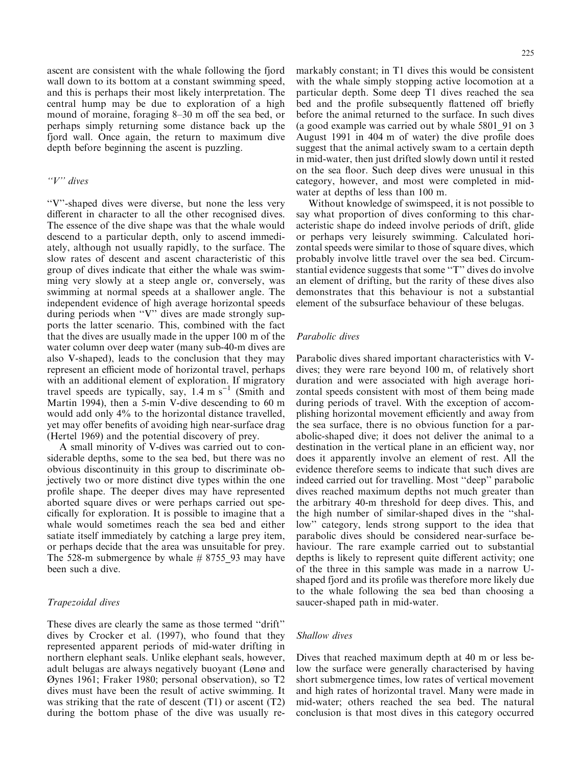ascent are consistent with the whale following the fjord wall down to its bottom at a constant swimming speed, and this is perhaps their most likely interpretation. The central hump may be due to exploration of a high mound of moraine, foraging 8–30 m off the sea bed, or perhaps simply returning some distance back up the fjord wall. Once again, the return to maximum dive depth before beginning the ascent is puzzling.

### *"V" dives*

"V"-shaped dives were diverse, but none the less very different in character to all the other recognised dives. The essence of the dive shape was that the whale would descend to a particular depth, only to ascend immediately, although not usually rapidly, to the surface. The slow rates of descent and ascent characteristic of this group of dives indicate that either the whale was swimming very slowly at a steep angle or, conversely, was swimming at normal speeds at a shallower angle. The independent evidence of high average horizontal speeds during periods when "V" dives are made strongly supports the latter scenario. This, combined with the fact that the dives are usually made in the upper 100 m of the water column over deep water (many sub-40-m dives are also V-shaped), leads to the conclusion that they may represent an efficient mode of horizontal travel, perhaps with an additional element of exploration. If migratory travel speeds are typically, say, 1.4 m $s^{-1}$ (Smith and Martin 1994), then a 5-min V-dive descending to 60 m would add only 4% to the horizontal distance travelled, yet may offer benefits of avoiding high near-surface drag (Hertel 1969) and the potential discovery of prey.

A small minority of V-dives was carried out to considerable depths, some to the sea bed, but there was no obvious discontinuity in this group to discriminate objectively two or more distinct dive types within the one profile shape. The deeper dives may have represented aborted square dives or were perhaps carried out specifically for exploration. It is possible to imagine that a whale would sometimes reach the sea bed and either satiate itself immediately by catching a large prey item, or perhaps decide that the area was unsuitable for prey. The 528-m submergence by whale # 8755_93 may have been such a dive.

### *Trapezoidal dives*

These dives are clearly the same as those termed "drift" dives by Crocker et al. (1997), who found that they represented apparent periods of mid-water drifting in northern elephant seals. Unlike elephant seals, however, adult belugas are always negatively buoyant (Lønø and Øynes 1961; Fraker 1980; personal observation), so T2 dives must have been the result of active swimming. It was striking that the rate of descent (T1) or ascent (T2) during the bottom phase of the dive was usually remarkably constant; in T1 dives this would be consistent with the whale simply stopping active locomotion at a particular depth. Some deep T1 dives reached the sea bed and the profile subsequently flattened off briefly before the animal returned to the surface. In such dives (a good example was carried out by whale 5801_91 on 3 August 1991 in 404 m of water) the dive profile does suggest that the animal actively swam to a certain depth in mid-water, then just drifted slowly down until it rested on the sea floor. Such deep dives were unusual in this category, however, and most were completed in mid-water at depths of less than 100 m.

Without knowledge of swimspeed, it is not possible to say what proportion of dives conforming to this characteristic shape do indeed involve periods of drift, glide or perhaps very leisurely swimming. Calculated horizontal speeds were similar to those of square dives, which probably involve little travel over the sea bed. Circumstantial evidence suggests that some "T" dives do involve an element of drifting, but the rarity of these dives also demonstrates that this behaviour is not a substantial element of the subsurface behaviour of these belugas.

### *Parabolic dives*

Parabolic dives shared important characteristics with V-dives; they were rare beyond 100 m, of relatively short duration and were associated with high average horizontal speeds consistent with most of them being made during periods of travel. With the exception of accomplishing horizontal movement efficiently and away from the sea surface, there is no obvious function for a parabolic-shaped dive; it does not deliver the animal to a destination in the vertical plane in an efficient way, nor does it apparently involve an element of rest. All the evidence therefore seems to indicate that such dives are indeed carried out for travelling. Most "deep" parabolic dives reached maximum depths not much greater than the arbitrary 40-m threshold for deep dives. This, and the high number of similar-shaped dives in the "shallow" category, lends strong support to the idea that parabolic dives should be considered near-surface behaviour. The rare example carried out to substantial depths is likely to represent quite different activity; one of the three in this sample was made in a narrow U-shaped fjord and its profile was therefore more likely due to the whale following the sea bed than choosing a saucer-shaped path in mid-water.

### *Shallow dives*

Dives that reached maximum depth at 40 m or less below the surface were generally characterised by having short submergence times, low rates of vertical movement and high rates of horizontal travel. Many were made in mid-water; others reached the sea bed. The natural conclusion is that most dives in this category occurred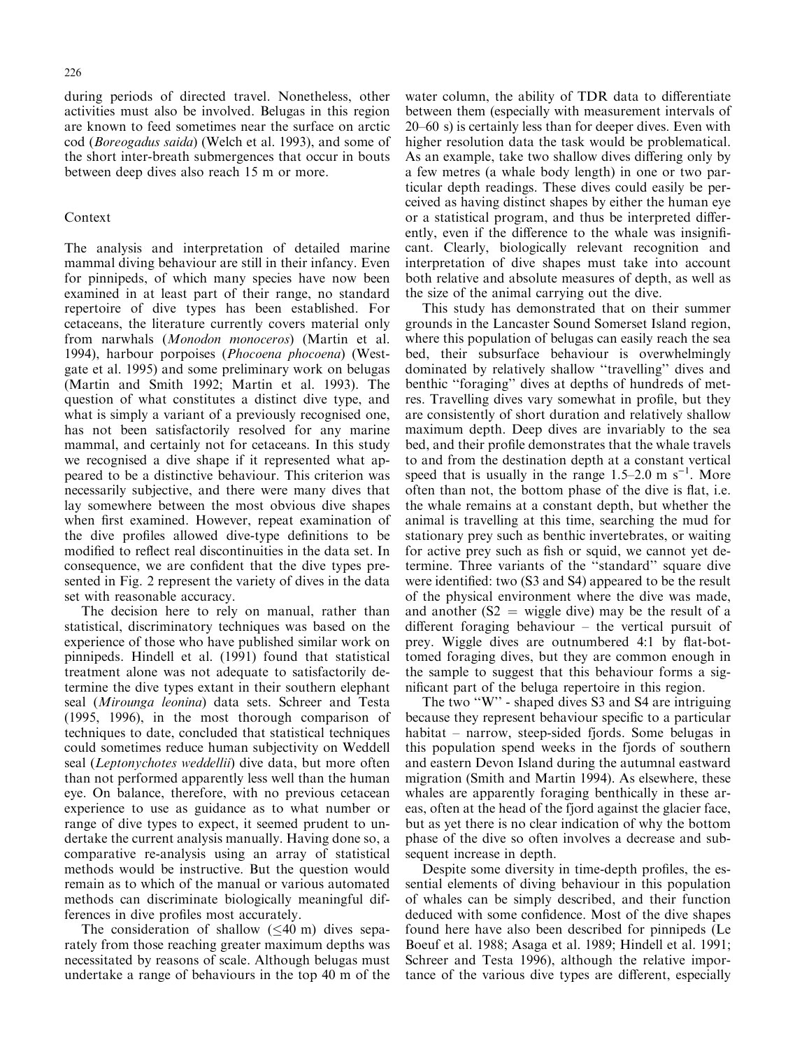during periods of directed travel. Nonetheless, other activities must also be involved. Belugas in this region are known to feed sometimes near the surface on arctic cod (*Boreogadus saida*) (Welch et al. 1993), and some of the short inter-breath submergences that occur in bouts between deep dives also reach 15 m or more.

### Context

The analysis and interpretation of detailed marine mammal diving behaviour are still in their infancy. Even for pinnipeds, of which many species have now been examined in at least part of their range, no standard repertoire of dive types has been established. For cetaceans, the literature currently covers material only from narwhals (*Monodon monoceros*) (Martin et al. 1994), harbour porpoises (*Phocoena phocoena*) (Westgate et al. 1995) and some preliminary work on belugas (Martin and Smith 1992; Martin et al. 1993). The question of what constitutes a distinct dive type, and what is simply a variant of a previously recognised one, has not been satisfactorily resolved for any marine mammal, and certainly not for cetaceans. In this study we recognised a dive shape if it represented what appeared to be a distinctive behaviour. This criterion was necessarily subjective, and there were many dives that lay somewhere between the most obvious dive shapes when first examined. However, repeat examination of the dive profiles allowed dive-type definitions to be modified to reflect real discontinuities in the data set. In consequence, we are confident that the dive types presented in Fig. 2 represent the variety of dives in the data set with reasonable accuracy.

The decision here to rely on manual, rather than statistical, discriminatory techniques was based on the experience of those who have published similar work on pinnipeds. Hindell et al. (1991) found that statistical treatment alone was not adequate to satisfactorily determine the dive types extant in their southern elephant seal (*Mirounga leonina*) data sets. Schreer and Testa (1995, 1996), in the most thorough comparison of techniques to date, concluded that statistical techniques could sometimes reduce human subjectivity on Weddell seal (*Leptonychotes weddellii*) dive data, but more often than not performed apparently less well than the human eye. On balance, therefore, with no previous cetacean experience to use as guidance as to what number or range of dive types to expect, it seemed prudent to undertake the current analysis manually. Having done so, a comparative re-analysis using an array of statistical methods would be instructive. But the question would remain as to which of the manual or various automated methods can discriminate biologically meaningful differences in dive profiles most accurately.

The consideration of shallow ($\leq$40 m) dives separately from those reaching greater maximum depths was necessitated by reasons of scale. Although belugas must undertake a range of behaviours in the top 40 m of the water column, the ability of TDR data to differentiate between them (especially with measurement intervals of 20–60 s) is certainly less than for deeper dives. Even with higher resolution data the task would be problematical. As an example, take two shallow dives differing only by a few metres (a whale body length) in one or two particular depth readings. These dives could easily be perceived as having distinct shapes by either the human eye or a statistical program, and thus be interpreted differently, even if the difference to the whale was insignificant. Clearly, biologically relevant recognition and interpretation of dive shapes must take into account both relative and absolute measures of depth, as well as the size of the animal carrying out the dive.

This study has demonstrated that on their summer grounds in the Lancaster Sound Somerset Island region, where this population of belugas can easily reach the sea bed, their subsurface behaviour is overwhelmingly dominated by relatively shallow "travelling" dives and benthic "foraging" dives at depths of hundreds of metres. Travelling dives vary somewhat in profile, but they are consistently of short duration and relatively shallow maximum depth. Deep dives are invariably to the sea bed, and their profile demonstrates that the whale travels to and from the destination depth at a constant vertical speed that is usually in the range 1.5–2.0 m $s^{-1}$. More often than not, the bottom phase of the dive is flat, i.e. the whale remains at a constant depth, but whether the animal is travelling at this time, searching the mud for stationary prey such as benthic invertebrates, or waiting for active prey such as fish or squid, we cannot yet determine. Three variants of the "standard" square dive were identified: two (S3 and S4) appeared to be the result of the physical environment where the dive was made, and another (S2 = wiggle dive) may be the result of a different foraging behaviour – the vertical pursuit of prey. Wiggle dives are outnumbered 4:1 by flat-bottomed foraging dives, but they are common enough in the sample to suggest that this behaviour forms a significant part of the beluga repertoire in this region.

The two "W" - shaped dives S3 and S4 are intriguing because they represent behaviour specific to a particular habitat – narrow, steep-sided fjords. Some belugas in this population spend weeks in the fjords of southern and eastern Devon Island during the autumnal eastward migration (Smith and Martin 1994). As elsewhere, these whales are apparently foraging benthically in these areas, often at the head of the fjord against the glacier face, but as yet there is no clear indication of why the bottom phase of the dive so often involves a decrease and subsequent increase in depth.

Despite some diversity in time-depth profiles, the essential elements of diving behaviour in this population of whales can be simply described, and their function deduced with some confidence. Most of the dive shapes found here have also been described for pinnipeds (Le Boeuf et al. 1988; Asaga et al. 1989; Hindell et al. 1991; Schreer and Testa 1996), although the relative importance of the various dive types are different, especially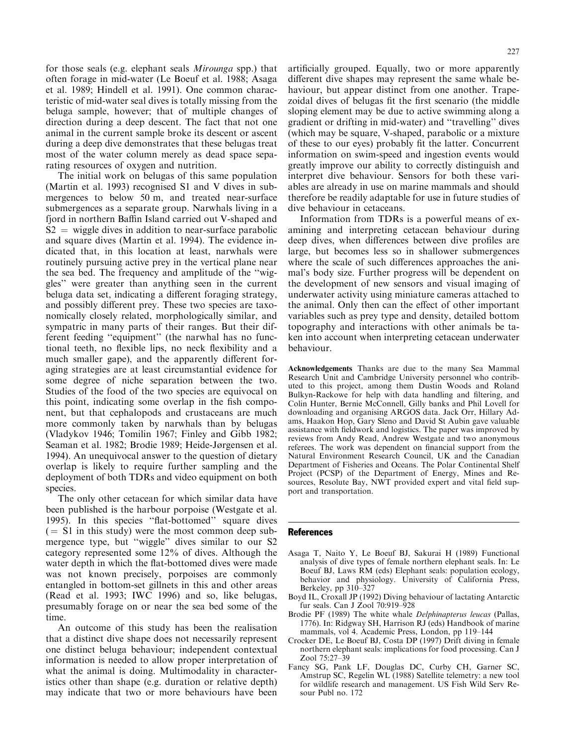for those seals (e.g. elephant seals *Mirounga* spp.) that often forage in mid-water (Le Boeuf et al. 1988; Asaga et al. 1989; Hindell et al. 1991). One common characteristic of mid-water seal dives is totally missing from the beluga sample, however; that of multiple changes of direction during a deep descent. The fact that not one animal in the current sample broke its descent or ascent during a deep dive demonstrates that these belugas treat most of the water column merely as dead space separating resources of oxygen and nutrition.

The initial work on belugas of this same population (Martin et al. 1993) recognised S1 and V dives in submergences to below 50 m, and treated near-surface submergences as a separate group. Narwhals living in a fjord in northern Baffin Island carried out V-shaped and S2 = wiggle dives in addition to near-surface parabolic and square dives (Martin et al. 1994). The evidence indicated that, in this location at least, narwhals were routinely pursuing active prey in the vertical plane near the sea bed. The frequency and amplitude of the "wiggles" were greater than anything seen in the current beluga data set, indicating a different foraging strategy, and possibly different prey. These two species are taxonomically closely related, morphologically similar, and sympatric in many parts of their ranges. But their different feeding "equipment" (the narwhal has no functional teeth, no flexible lips, no neck flexibility and a much smaller gape), and the apparently different foraging strategies are at least circumstantial evidence for some degree of niche separation between the two. Studies of the food of the two species are equivocal on this point, indicating some overlap in the fish component, but that cephalopods and crustaceans are much more commonly taken by narwhals than by belugas (Vladykov 1946; Tomilin 1967; Finley and Gibb 1982; Seaman et al. 1982; Brodie 1989; Heide-Jørgensen et al. 1994). An unequivocal answer to the question of dietary overlap is likely to require further sampling and the deployment of both TDRs and video equipment on both species.

The only other cetacean for which similar data have been published is the harbour porpoise (Westgate et al. 1995). In this species "flat-bottomed" square dives (= S1 in this study) were the most common deep submergence type, but "wiggle" dives similar to our S2 category represented some 12% of dives. Although the water depth in which the flat-bottomed dives were made was not known precisely, porpoises are commonly entangled in bottom-set gillnets in this and other areas (Read et al. 1993; IWC 1996) and so, like belugas, presumably forage on or near the sea bed some of the time.

An outcome of this study has been the realisation that a distinct dive shape does not necessarily represent one distinct beluga behaviour; independent contextual information is needed to allow proper interpretation of what the animal is doing. Multimodality in characteristics other than shape (e.g. duration or relative depth) may indicate that two or more behaviours have been artificially grouped. Equally, two or more apparently different dive shapes may represent the same whale behaviour, but appear distinct from one another. Trapezoidal dives of belugas fit the first scenario (the middle sloping element may be due to active swimming along a gradient or drifting in mid-water) and "travelling" dives (which may be square, V-shaped, parabolic or a mixture of these to our eyes) probably fit the latter. Concurrent information on swim-speed and ingestion events would greatly improve our ability to correctly distinguish and interpret dive behaviour. Sensors for both these variables are already in use on marine mammals and should therefore be readily adaptable for use in future studies of dive behaviour in cetaceans.

Information from TDRs is a powerful means of examining and interpreting cetacean behaviour during deep dives, when differences between dive profiles are large, but becomes less so in shallower submergences where the scale of such differences approaches the animal's body size. Further progress will be dependent on the development of new sensors and visual imaging of underwater activity using miniature cameras attached to the animal. Only then can the effect of other important variables such as prey type and density, detailed bottom topography and interactions with other animals be taken into account when interpreting cetacean underwater behaviour.

**Acknowledgements** Thanks are due to the many Sea Mammal Research Unit and Cambridge University personnel who contributed to this project, among them Dustin Woods and Roland Bulkyn-Rackowe for help with data handling and filtering, and Colin Hunter, Bernie McConnell, Gilly banks and Phil Lovell for downloading and organising ARGOS data. Jack Orr, Hillary Adams, Haakon Hop, Gary Sleno and David St Aubin gave valuable assistance with fieldwork and logistics. The paper was improved by reviews from Andy Read, Andrew Westgate and two anonymous referees. The work was dependent on financial support from the Natural Environment Research Council, UK and the Canadian Department of Fisheries and Oceans. The Polar Continental Shelf Project (PCSP) of the Department of Energy, Mines and Resources, Resolute Bay, NWT provided expert and vital field support and transportation.

## References

Asaga T, Naito Y, Le Boeuf BJ, Sakurai H (1989) Functional analysis of dive types of female northern elephant seals. In: Le Boeuf BJ, Laws RM (eds) Elephant seals: population ecology, behavior and physiology. University of California Press, Berkeley, pp 310–327

Boyd IL, Croxall JP (1992) Diving behaviour of lactating Antarctic fur seals. Can J Zool 70:919–928

Brodie PF (1989) The white whale *Delphinapterus leucas* (Pallas, 1776). In: Ridgway SH, Harrison RJ (eds) Handbook of marine mammals, vol 4. Academic Press, London, pp 119–144

Crocker DE, Le Boeuf BJ, Costa DP (1997) Drift diving in female northern elephant seals: implications for food processing. Can J Zool 75:27–39

Fancy SG, Pank LF, Douglas DC, Curby CH, Garner SC, Amstrup SC, Regelin WL (1988) Satellite telemetry: a new tool for wildlife research and management. US Fish Wild Serv Resour Publ no. 172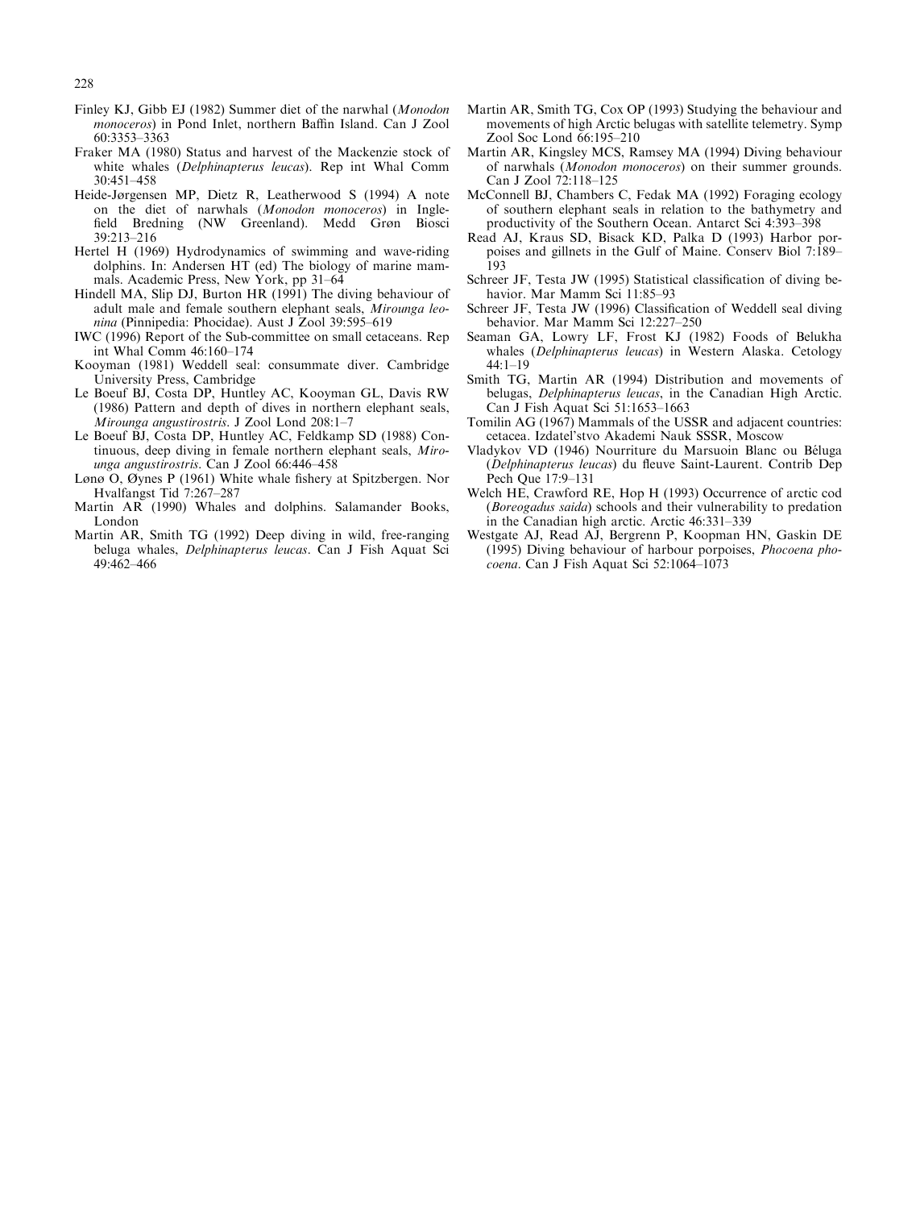Finley KJ, Gibb EJ (1982) Summer diet of the narwhal (*Monodon monoceros*) in Pond Inlet, northern Baffin Island. Can J Zool 60:3353–3363

Fraker MA (1980) Status and harvest of the Mackenzie stock of white whales (*Delphinapterus leucas*). Rep int Whal Comm 30:451–458

Heide-Jørgensen MP, Dietz R, Leatherwood S (1994) A note on the diet of narwhals (*Monodon monoceros*) in Inglefield Bredning (NW Greenland). Medd Grøn Biosci 39:213–216

Hertel H (1969) Hydrodynamics of swimming and wave-riding dolphins. In: Andersen HT (ed) The biology of marine mammals. Academic Press, New York, pp 31–64

Hindell MA, Slip DJ, Burton HR (1991) The diving behaviour of adult male and female southern elephant seals, *Mirounga leonina* (Pinnipedia: Phocidae). Aust J Zool 39:595–619

IWC (1996) Report of the Sub-committee on small cetaceans. Rep int Whal Comm 46:160–174

Kooyman (1981) Weddell seal: consummate diver. Cambridge University Press, Cambridge

Le Boeuf BJ, Costa DP, Huntley AC, Kooyman GL, Davis RW (1986) Pattern and depth of dives in northern elephant seals, *Mirounga angustirostris*. J Zool Lond 208:1–7

Le Boeuf BJ, Costa DP, Huntley AC, Feldkamp SD (1988) Continuous, deep diving in female northern elephant seals, *Mirounga angustirostris*. Can J Zool 66:446–458

Lønø O, Øynes P (1961) White whale fishery at Spitzbergen. Nor Hvalfangst Tid 7:267–287

Martin AR (1990) Whales and dolphins. Salamander Books, London

Martin AR, Smith TG (1992) Deep diving in wild, free-ranging beluga whales, *Delphinapterus leucas*. Can J Fish Aquat Sci 49:462–466

Martin AR, Smith TG, Cox OP (1993) Studying the behaviour and movements of high Arctic belugas with satellite telemetry. Symp Zool Soc Lond 66:195–210

Martin AR, Kingsley MCS, Ramsey MA (1994) Diving behaviour of narwhals (*Monodon monoceros*) on their summer grounds. Can J Zool 72:118–125

McConnell BJ, Chambers C, Fedak MA (1992) Foraging ecology of southern elephant seals in relation to the bathymetry and productivity of the Southern Ocean. Antarct Sci 4:393–398

Read AJ, Kraus SD, Bisack KD, Palka D (1993) Harbor porpoises and gillnets in the Gulf of Maine. Conserv Biol 7:189–193

Schreer JF, Testa JW (1995) Statistical classification of diving behavior. Mar Mamm Sci 11:85–93

Schreer JF, Testa JW (1996) Classification of Weddell seal diving behavior. Mar Mamm Sci 12:227–250

Seaman GA, Lowry LF, Frost KJ (1982) Foods of Belukha whales (*Delphinapterus leucas*) in Western Alaska. Cetology 44:1–19

Smith TG, Martin AR (1994) Distribution and movements of belugas, *Delphinapterus leucas*, in the Canadian High Arctic. Can J Fish Aquat Sci 51:1653–1663

Tomilin AG (1967) Mammals of the USSR and adjacent countries: cetacea. Izdatel'stvo Akademi Nauk SSSR, Moscow

Vladykov VD (1946) Nourriture du Marsuoin Blanc ou Béluga (*Delphinapterus leucas*) du fleuve Saint-Laurent. Contrib Dep Pech Que 17:9–131

Welch HE, Crawford RE, Hop H (1993) Occurrence of arctic cod (*Boreogadus saida*) schools and their vulnerability to predation in the Canadian high arctic. Arctic 46:331–339

Westgate AJ, Read AJ, Bergrenn P, Koopman HN, Gaskin DE (1995) Diving behaviour of harbour porpoises, *Phocoena phocoena*. Can J Fish Aquat Sci 52:1064–1073